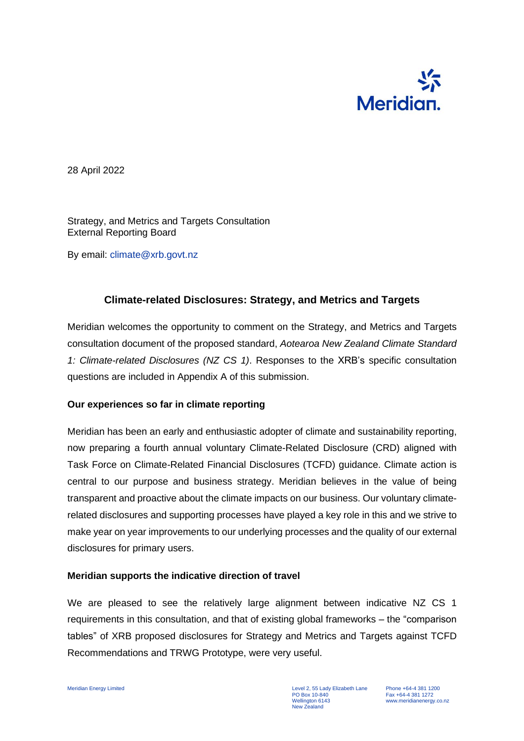28 April 2022

Strategy, and Metrics and Targets Consultation
External Reporting Board

By email: climate@xrb.govt.nz

## Climate-related Disclosures: Strategy, and Metrics and Targets

Meridian welcomes the opportunity to comment on the Strategy, and Metrics and Targets consultation document of the proposed standard, *Aotearoa New Zealand Climate Standard 1: Climate-related Disclosures (NZ CS 1)*. Responses to the XRB's specific consultation questions are included in Appendix A of this submission.

### Our experiences so far in climate reporting

Meridian has been an early and enthusiastic adopter of climate and sustainability reporting, now preparing a fourth annual voluntary Climate-Related Disclosure (CRD) aligned with Task Force on Climate-Related Financial Disclosures (TCFD) guidance. Climate action is central to our purpose and business strategy. Meridian believes in the value of being transparent and proactive about the climate impacts on our business. Our voluntary climate-related disclosures and supporting processes have played a key role in this and we strive to make year on year improvements to our underlying processes and the quality of our external disclosures for primary users.

### Meridian supports the indicative direction of travel

We are pleased to see the relatively large alignment between indicative NZ CS 1 requirements in this consultation, and that of existing global frameworks – the "comparison tables" of XRB proposed disclosures for Strategy and Metrics and Targets against TCFD Recommendations and TRWG Prototype, were very useful.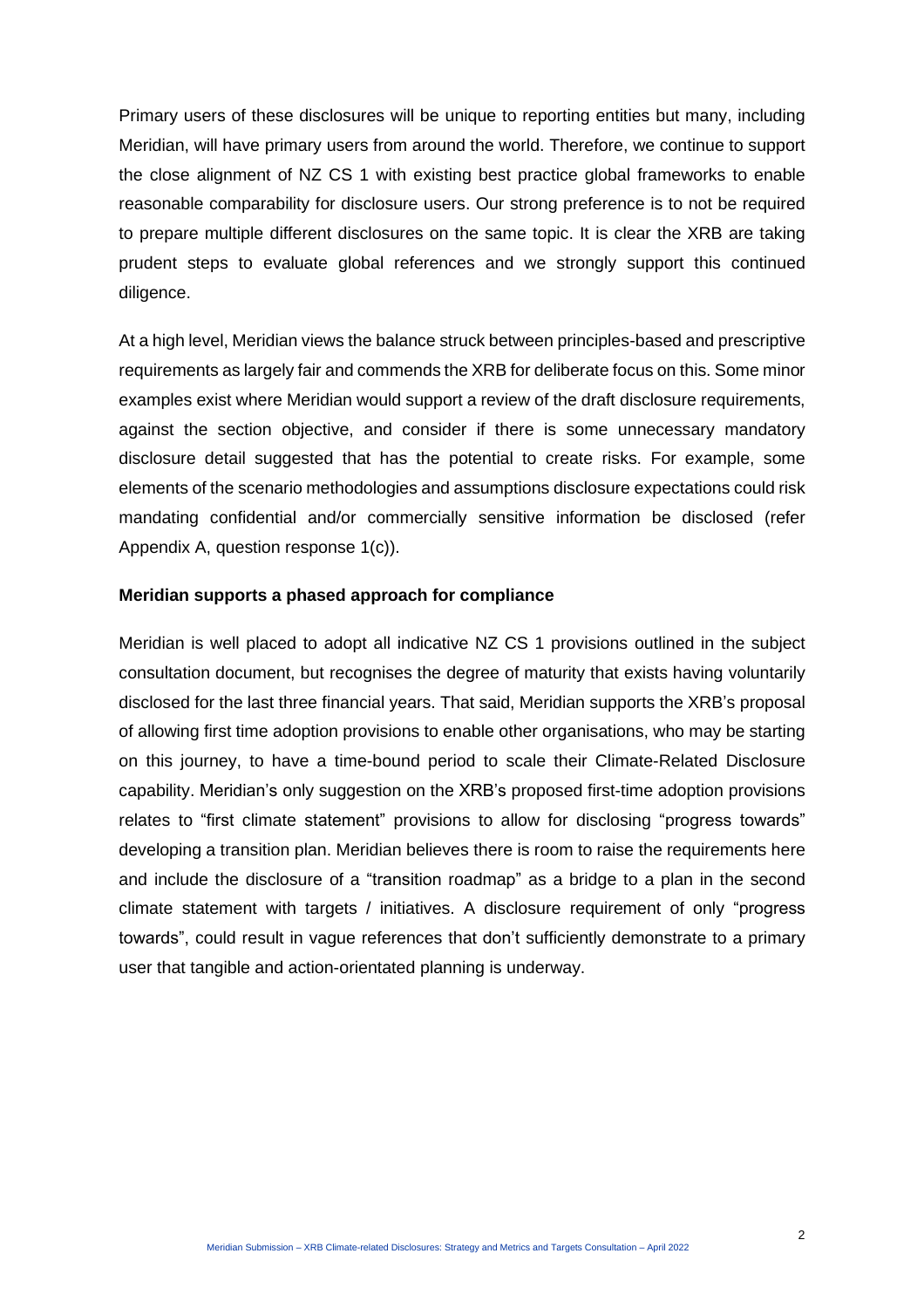Primary users of these disclosures will be unique to reporting entities but many, including Meridian, will have primary users from around the world. Therefore, we continue to support the close alignment of NZ CS 1 with existing best practice global frameworks to enable reasonable comparability for disclosure users. Our strong preference is to not be required to prepare multiple different disclosures on the same topic. It is clear the XRB are taking prudent steps to evaluate global references and we strongly support this continued diligence.

At a high level, Meridian views the balance struck between principles-based and prescriptive requirements as largely fair and commends the XRB for deliberate focus on this. Some minor examples exist where Meridian would support a review of the draft disclosure requirements, against the section objective, and consider if there is some unnecessary mandatory disclosure detail suggested that has the potential to create risks. For example, some elements of the scenario methodologies and assumptions disclosure expectations could risk mandating confidential and/or commercially sensitive information be disclosed (refer Appendix A, question response 1(c)).

**Meridian supports a phased approach for compliance**

Meridian is well placed to adopt all indicative NZ CS 1 provisions outlined in the subject consultation document, but recognises the degree of maturity that exists having voluntarily disclosed for the last three financial years. That said, Meridian supports the XRB's proposal of allowing first time adoption provisions to enable other organisations, who may be starting on this journey, to have a time-bound period to scale their Climate-Related Disclosure capability. Meridian's only suggestion on the XRB's proposed first-time adoption provisions relates to "first climate statement" provisions to allow for disclosing "progress towards" developing a transition plan. Meridian believes there is room to raise the requirements here and include the disclosure of a "transition roadmap" as a bridge to a plan in the second climate statement with targets / initiatives. A disclosure requirement of only "progress towards", could result in vague references that don't sufficiently demonstrate to a primary user that tangible and action-orientated planning is underway.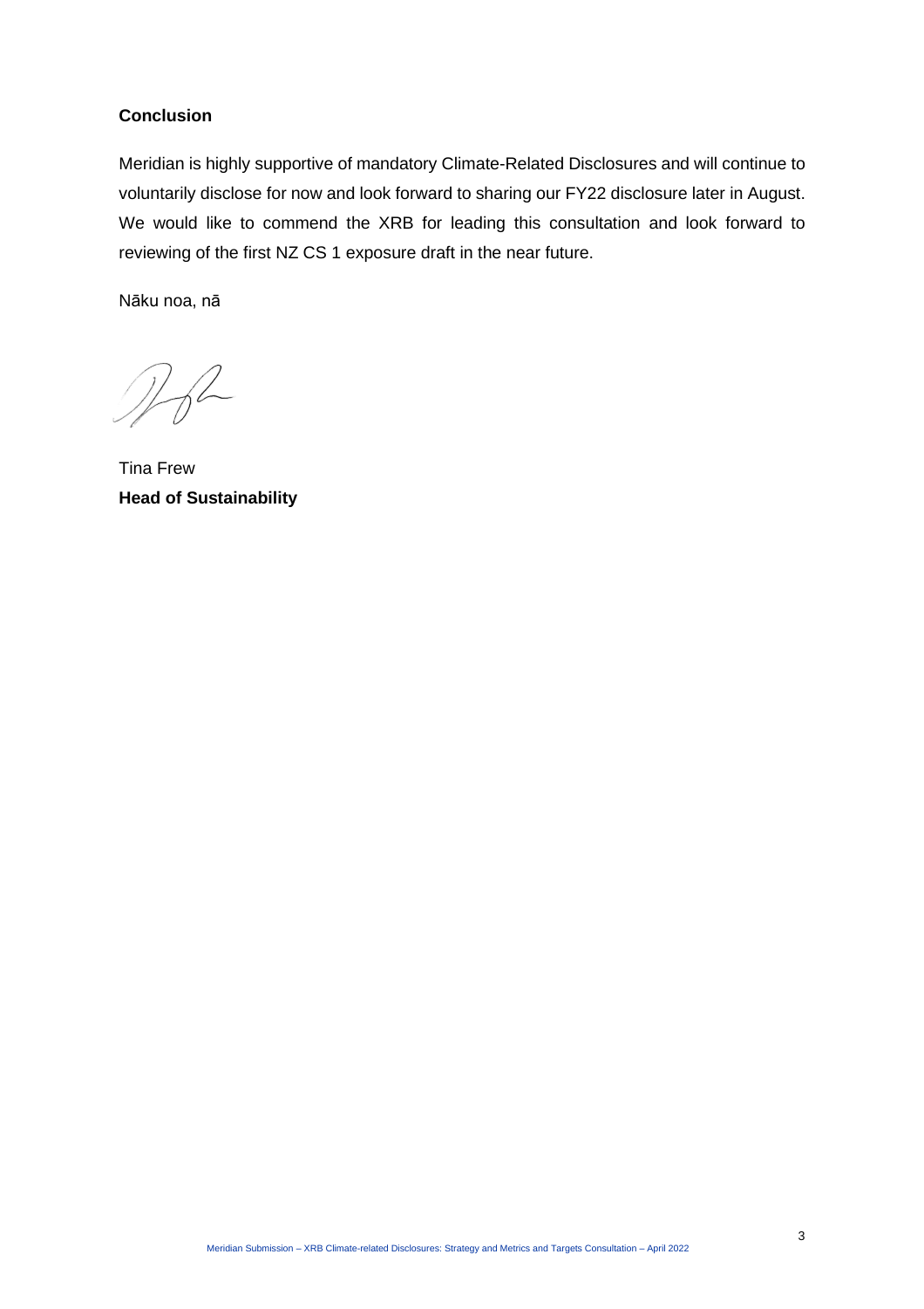## Conclusion

Meridian is highly supportive of mandatory Climate-Related Disclosures and will continue to voluntarily disclose for now and look forward to sharing our FY22 disclosure later in August. We would like to commend the XRB for leading this consultation and look forward to reviewing of the first NZ CS 1 exposure draft in the near future.

Nāku noa, nā

Tina Frew
**Head of Sustainability**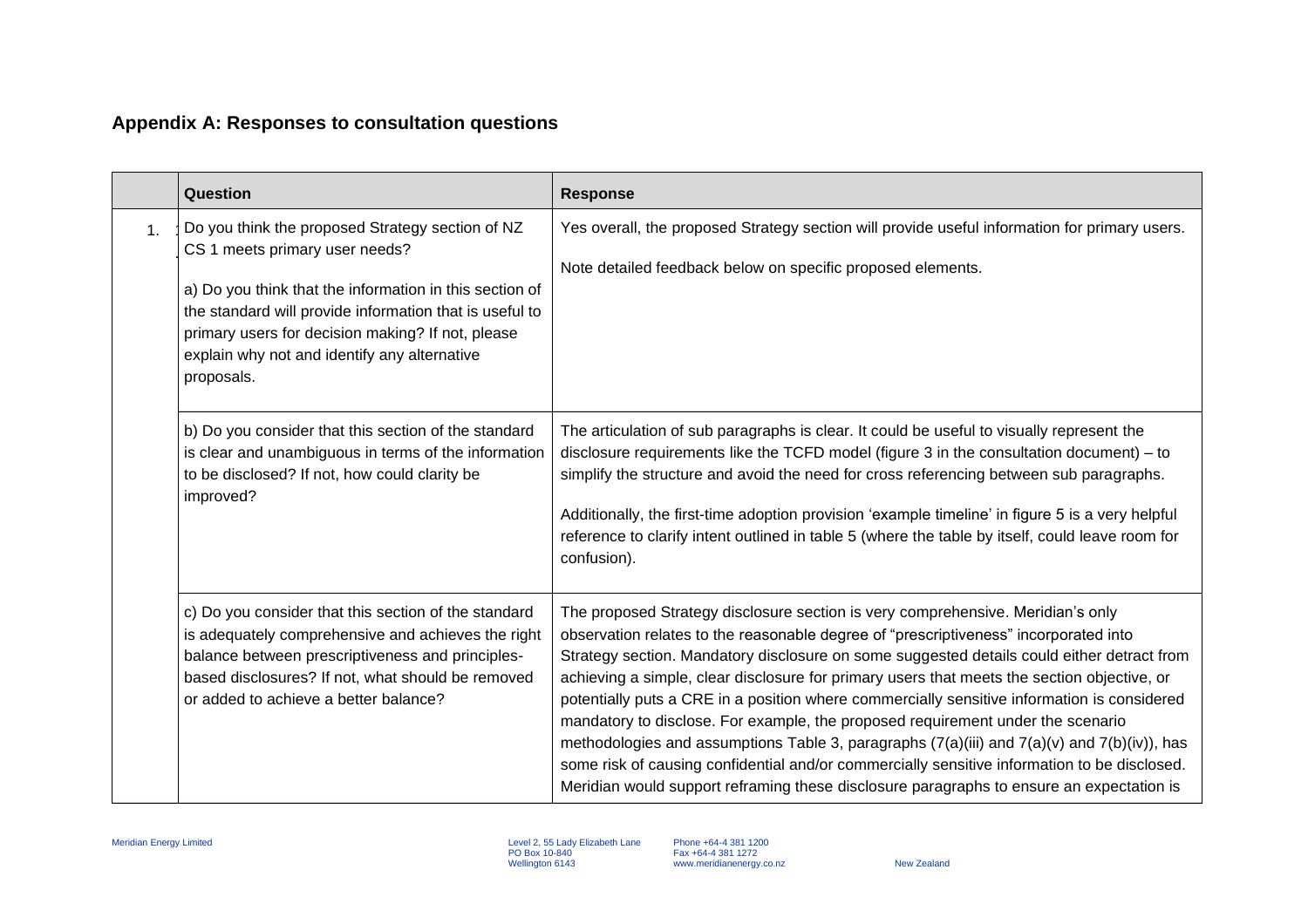## Appendix A: Responses to consultation questions

| | Question | Response |
|---|---|---|
| 1. | Do you think the proposed Strategy section of NZ CS 1 meets primary user needs?<br><br>a) Do you think that the information in this section of the standard will provide information that is useful to primary users for decision making? If not, please explain why not and identify any alternative proposals. | Yes overall, the proposed Strategy section will provide useful information for primary users.<br><br>Note detailed feedback below on specific proposed elements. |
| | b) Do you consider that this section of the standard is clear and unambiguous in terms of the information to be disclosed? If not, how could clarity be improved? | The articulation of sub paragraphs is clear. It could be useful to visually represent the disclosure requirements like the TCFD model (figure 3 in the consultation document) – to simplify the structure and avoid the need for cross referencing between sub paragraphs.<br><br>Additionally, the first-time adoption provision 'example timeline' in figure 5 is a very helpful reference to clarify intent outlined in table 5 (where the table by itself, could leave room for confusion). |
| | c) Do you consider that this section of the standard is adequately comprehensive and achieves the right balance between prescriptiveness and principles-based disclosures? If not, what should be removed or added to achieve a better balance? | The proposed Strategy disclosure section is very comprehensive. Meridian's only observation relates to the reasonable degree of "prescriptiveness" incorporated into Strategy section. Mandatory disclosure on some suggested details could either detract from achieving a simple, clear disclosure for primary users that meets the section objective, or potentially puts a CRE in a position where commercially sensitive information is considered mandatory to disclose. For example, the proposed requirement under the scenario methodologies and assumptions Table 3, paragraphs (7(a)(iii) and 7(a)(v) and 7(b)(iv)), has some risk of causing confidential and/or commercially sensitive information to be disclosed. Meridian would support reframing these disclosure paragraphs to ensure an expectation is |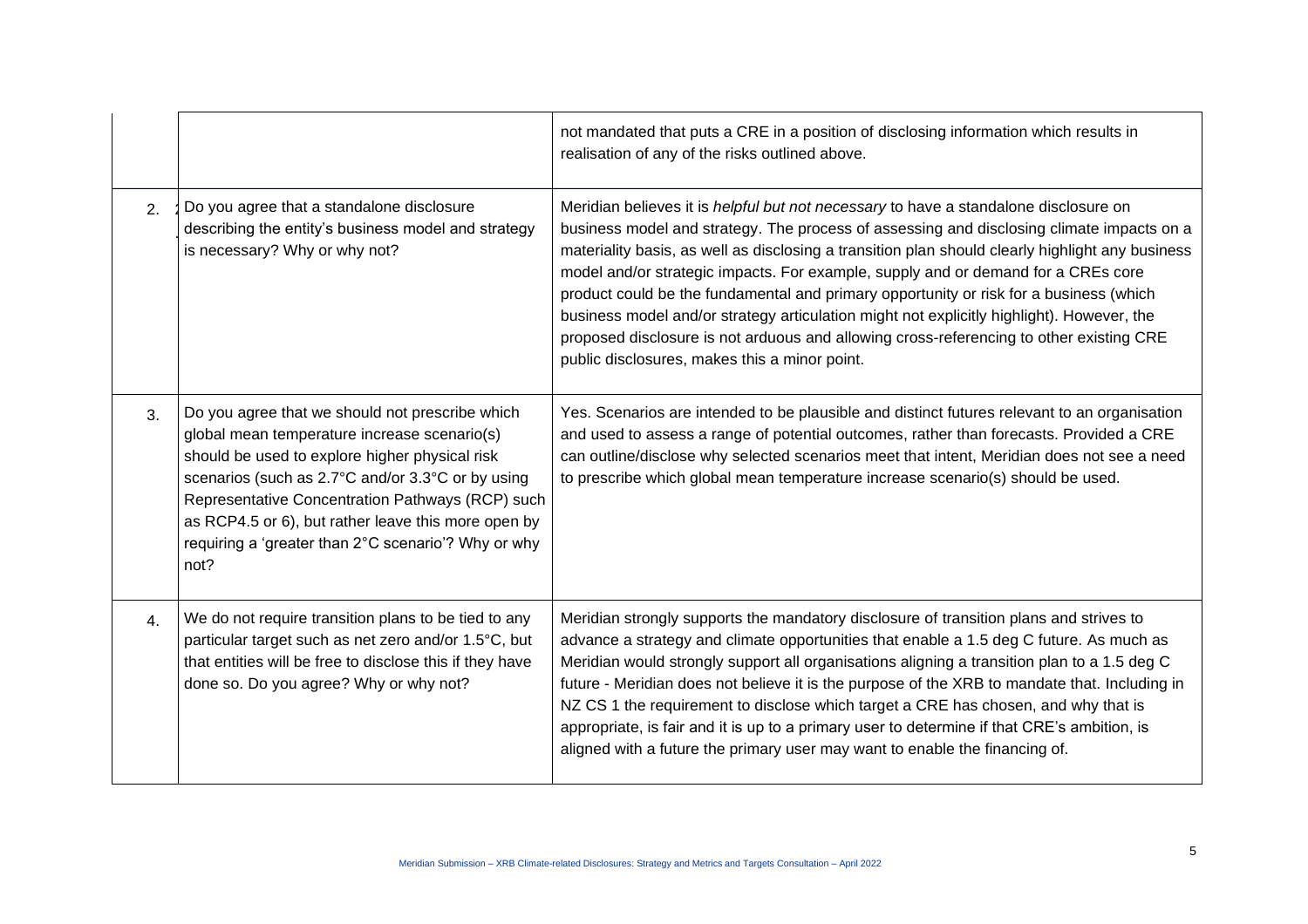| | | |
|---|---|---|
| | | not mandated that puts a CRE in a position of disclosing information which results in realisation of any of the risks outlined above. |
| 2. | Do you agree that a standalone disclosure describing the entity's business model and strategy is necessary? Why or why not? | Meridian believes it is *helpful but not necessary* to have a standalone disclosure on business model and strategy. The process of assessing and disclosing climate impacts on a materiality basis, as well as disclosing a transition plan should clearly highlight any business model and/or strategic impacts. For example, supply and or demand for a CREs core product could be the fundamental and primary opportunity or risk for a business (which business model and/or strategy articulation might not explicitly highlight). However, the proposed disclosure is not arduous and allowing cross-referencing to other existing CRE public disclosures, makes this a minor point. |
| 3. | Do you agree that we should not prescribe which global mean temperature increase scenario(s) should be used to explore higher physical risk scenarios (such as 2.7°C and/or 3.3°C or by using Representative Concentration Pathways (RCP) such as RCP4.5 or 6), but rather leave this more open by requiring a 'greater than 2°C scenario'? Why or why not? | Yes. Scenarios are intended to be plausible and distinct futures relevant to an organisation and used to assess a range of potential outcomes, rather than forecasts. Provided a CRE can outline/disclose why selected scenarios meet that intent, Meridian does not see a need to prescribe which global mean temperature increase scenario(s) should be used. |
| 4. | We do not require transition plans to be tied to any particular target such as net zero and/or 1.5°C, but that entities will be free to disclose this if they have done so. Do you agree? Why or why not? | Meridian strongly supports the mandatory disclosure of transition plans and strives to advance a strategy and climate opportunities that enable a 1.5 deg C future. As much as Meridian would strongly support all organisations aligning a transition plan to a 1.5 deg C future - Meridian does not believe it is the purpose of the XRB to mandate that. Including in NZ CS 1 the requirement to disclose which target a CRE has chosen, and why that is appropriate, is fair and it is up to a primary user to determine if that CRE's ambition, is aligned with a future the primary user may want to enable the financing of. |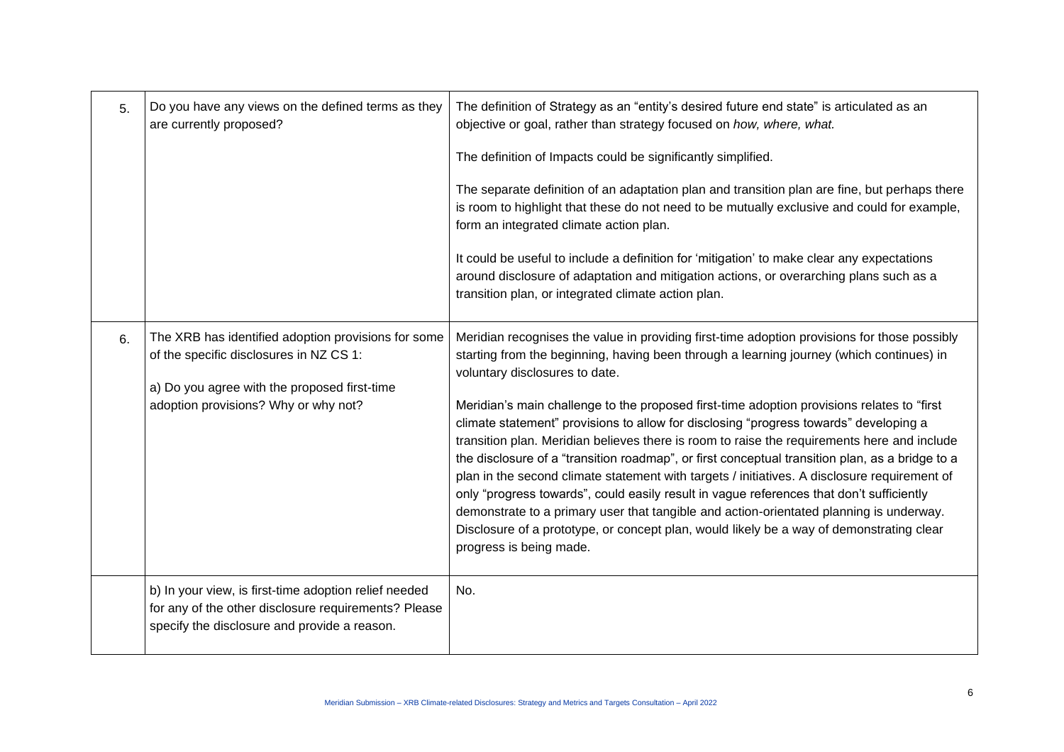| | | |
|---|---|---|
| 5. | Do you have any views on the defined terms as they are currently proposed? | The definition of Strategy as an "entity's desired future end state" is articulated as an objective or goal, rather than strategy focused on *how, where, what.*<br><br>The definition of Impacts could be significantly simplified.<br><br>The separate definition of an adaptation plan and transition plan are fine, but perhaps there is room to highlight that these do not need to be mutually exclusive and could for example, form an integrated climate action plan.<br><br>It could be useful to include a definition for 'mitigation' to make clear any expectations around disclosure of adaptation and mitigation actions, or overarching plans such as a transition plan, or integrated climate action plan. |
| 6. | The XRB has identified adoption provisions for some of the specific disclosures in NZ CS 1:<br><br>a) Do you agree with the proposed first-time adoption provisions? Why or why not? | Meridian recognises the value in providing first-time adoption provisions for those possibly starting from the beginning, having been through a learning journey (which continues) in voluntary disclosures to date.<br><br>Meridian's main challenge to the proposed first-time adoption provisions relates to "first climate statement" provisions to allow for disclosing "progress towards" developing a transition plan. Meridian believes there is room to raise the requirements here and include the disclosure of a "transition roadmap", or first conceptual transition plan, as a bridge to a plan in the second climate statement with targets / initiatives. A disclosure requirement of only "progress towards", could easily result in vague references that don't sufficiently demonstrate to a primary user that tangible and action-orientated planning is underway. Disclosure of a prototype, or concept plan, would likely be a way of demonstrating clear progress is being made. |
| | b) In your view, is first-time adoption relief needed for any of the other disclosure requirements? Please specify the disclosure and provide a reason. | No. |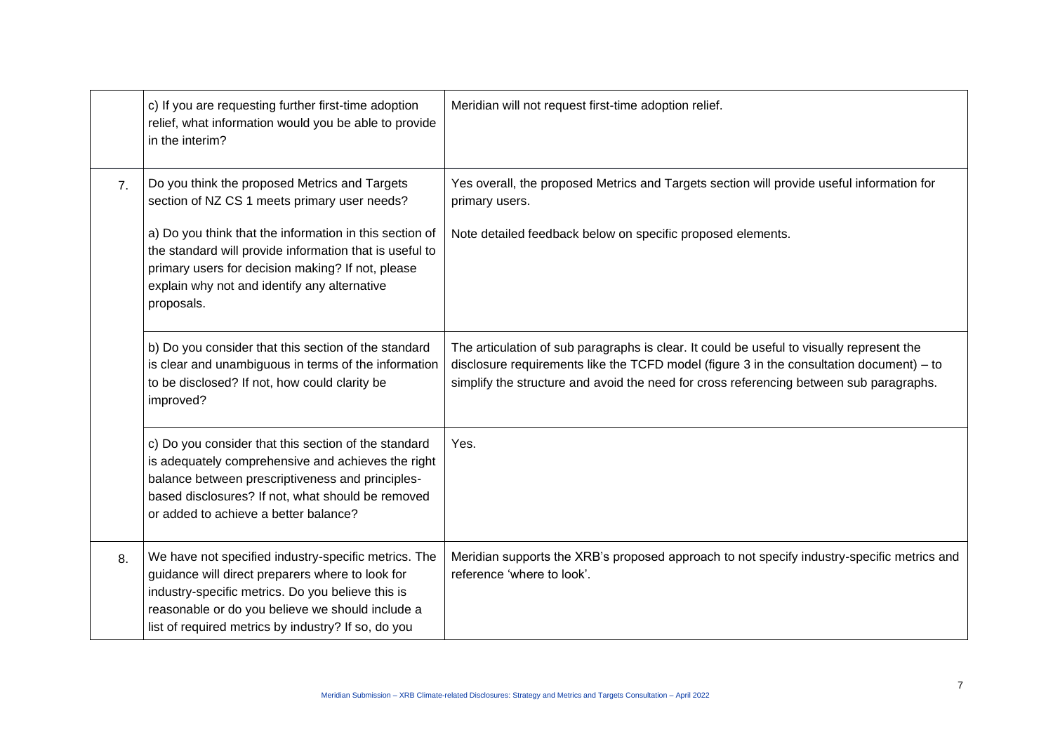| | | |
|---|---|---|
| | c) If you are requesting further first-time adoption relief, what information would you be able to provide in the interim? | Meridian will not request first-time adoption relief. |
| 7. | Do you think the proposed Metrics and Targets section of NZ CS 1 meets primary user needs?<br><br>a) Do you think that the information in this section of the standard will provide information that is useful to primary users for decision making? If not, please explain why not and identify any alternative proposals. | Yes overall, the proposed Metrics and Targets section will provide useful information for primary users.<br><br>Note detailed feedback below on specific proposed elements. |
| | b) Do you consider that this section of the standard is clear and unambiguous in terms of the information to be disclosed? If not, how could clarity be improved? | The articulation of sub paragraphs is clear. It could be useful to visually represent the disclosure requirements like the TCFD model (figure 3 in the consultation document) – to simplify the structure and avoid the need for cross referencing between sub paragraphs. |
| | c) Do you consider that this section of the standard is adequately comprehensive and achieves the right balance between prescriptiveness and principles-based disclosures? If not, what should be removed or added to achieve a better balance? | Yes. |
| 8. | We have not specified industry-specific metrics. The guidance will direct preparers where to look for industry-specific metrics. Do you believe this is reasonable or do you believe we should include a list of required metrics by industry? If so, do you | Meridian supports the XRB's proposed approach to not specify industry-specific metrics and reference 'where to look'. |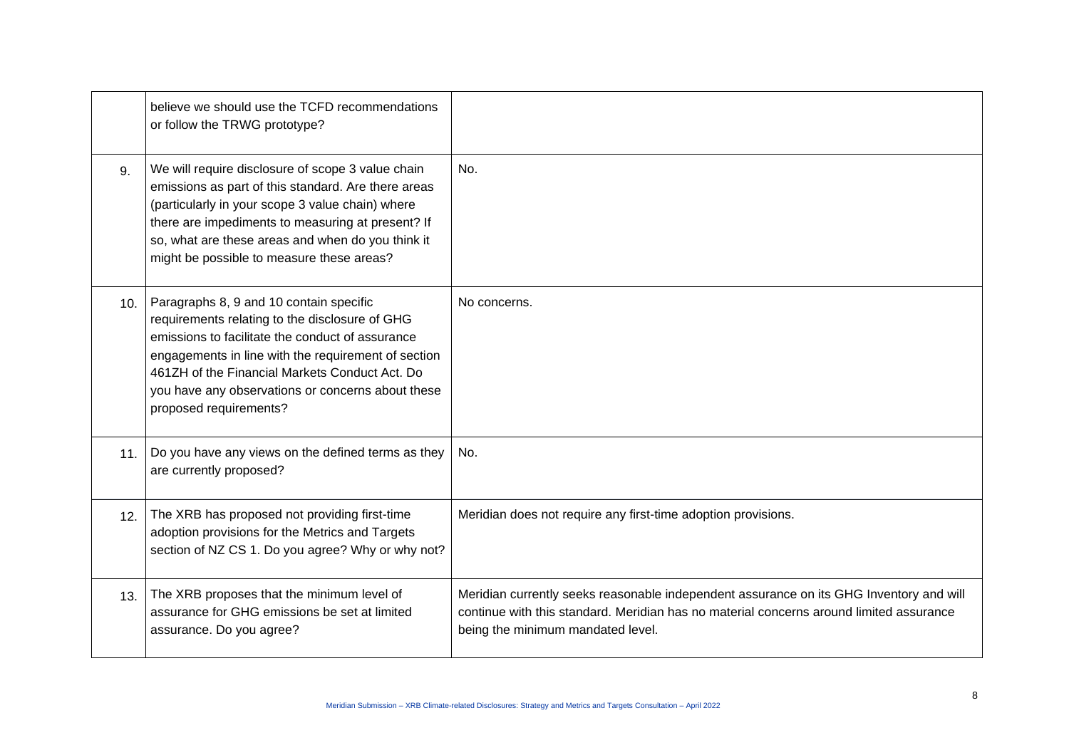| | | |
|---|---|---|
| | believe we should use the TCFD recommendations or follow the TRWG prototype? | |
| 9. | We will require disclosure of scope 3 value chain emissions as part of this standard. Are there areas (particularly in your scope 3 value chain) where there are impediments to measuring at present? If so, what are these areas and when do you think it might be possible to measure these areas? | No. |
| 10. | Paragraphs 8, 9 and 10 contain specific requirements relating to the disclosure of GHG emissions to facilitate the conduct of assurance engagements in line with the requirement of section 461ZH of the Financial Markets Conduct Act. Do you have any observations or concerns about these proposed requirements? | No concerns. |
| 11. | Do you have any views on the defined terms as they are currently proposed? | No. |
| 12. | The XRB has proposed not providing first-time adoption provisions for the Metrics and Targets section of NZ CS 1. Do you agree? Why or why not? | Meridian does not require any first-time adoption provisions. |
| 13. | The XRB proposes that the minimum level of assurance for GHG emissions be set at limited assurance. Do you agree? | Meridian currently seeks reasonable independent assurance on its GHG Inventory and will continue with this standard. Meridian has no material concerns around limited assurance being the minimum mandated level. |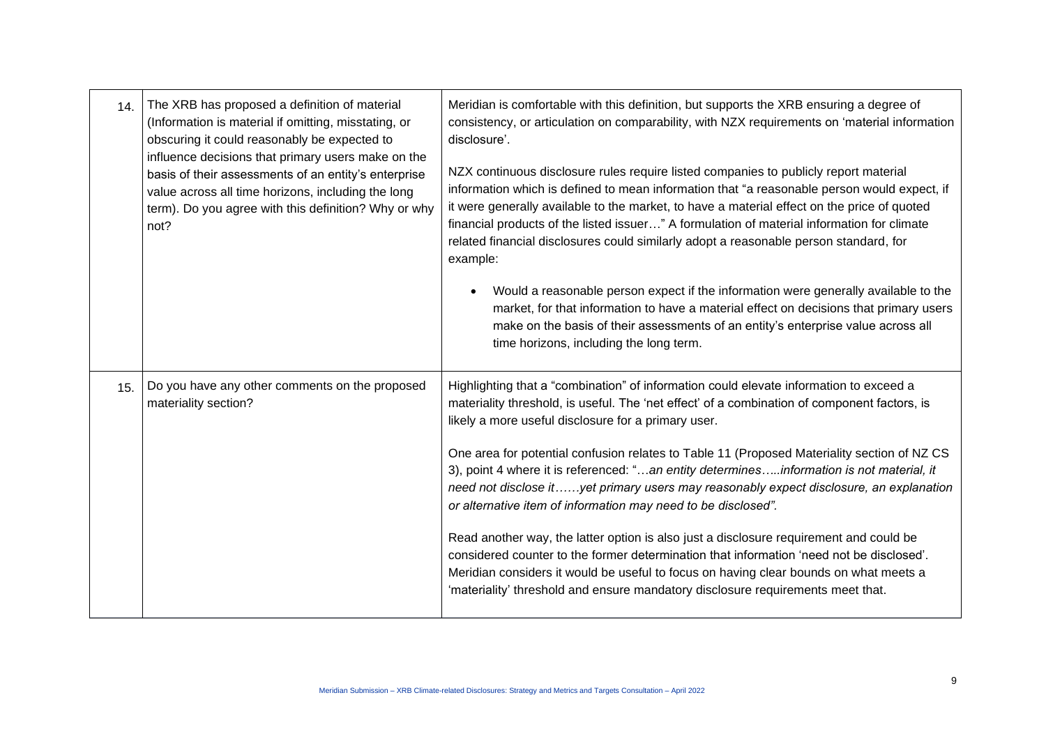| | | |
|---|---|---|
| 14. | The XRB has proposed a definition of material (Information is material if omitting, misstating, or obscuring it could reasonably be expected to influence decisions that primary users make on the basis of their assessments of an entity's enterprise value across all time horizons, including the long term). Do you agree with this definition? Why or why not? | Meridian is comfortable with this definition, but supports the XRB ensuring a degree of consistency, or articulation on comparability, with NZX requirements on 'material information disclosure'.<br><br>NZX continuous disclosure rules require listed companies to publicly report material information which is defined to mean information that "a reasonable person would expect, if it were generally available to the market, to have a material effect on the price of quoted financial products of the listed issuer…" A formulation of material information for climate related financial disclosures could similarly adopt a reasonable person standard, for example:<br><br>• Would a reasonable person expect if the information were generally available to the market, for that information to have a material effect on decisions that primary users make on the basis of their assessments of an entity's enterprise value across all time horizons, including the long term. |
| 15. | Do you have any other comments on the proposed materiality section? | Highlighting that a "combination" of information could elevate information to exceed a materiality threshold, is useful. The 'net effect' of a combination of component factors, is likely a more useful disclosure for a primary user.<br><br>One area for potential confusion relates to Table 11 (Proposed Materiality section of NZ CS 3), point 4 where it is referenced: "…*an entity determines…..information is not material, it need not disclose it……yet primary users may reasonably expect disclosure, an explanation or alternative item of information may need to be disclosed".*<br><br>Read another way, the latter option is also just a disclosure requirement and could be considered counter to the former determination that information 'need not be disclosed'. Meridian considers it would be useful to focus on having clear bounds on what meets a 'materiality' threshold and ensure mandatory disclosure requirements meet that. |